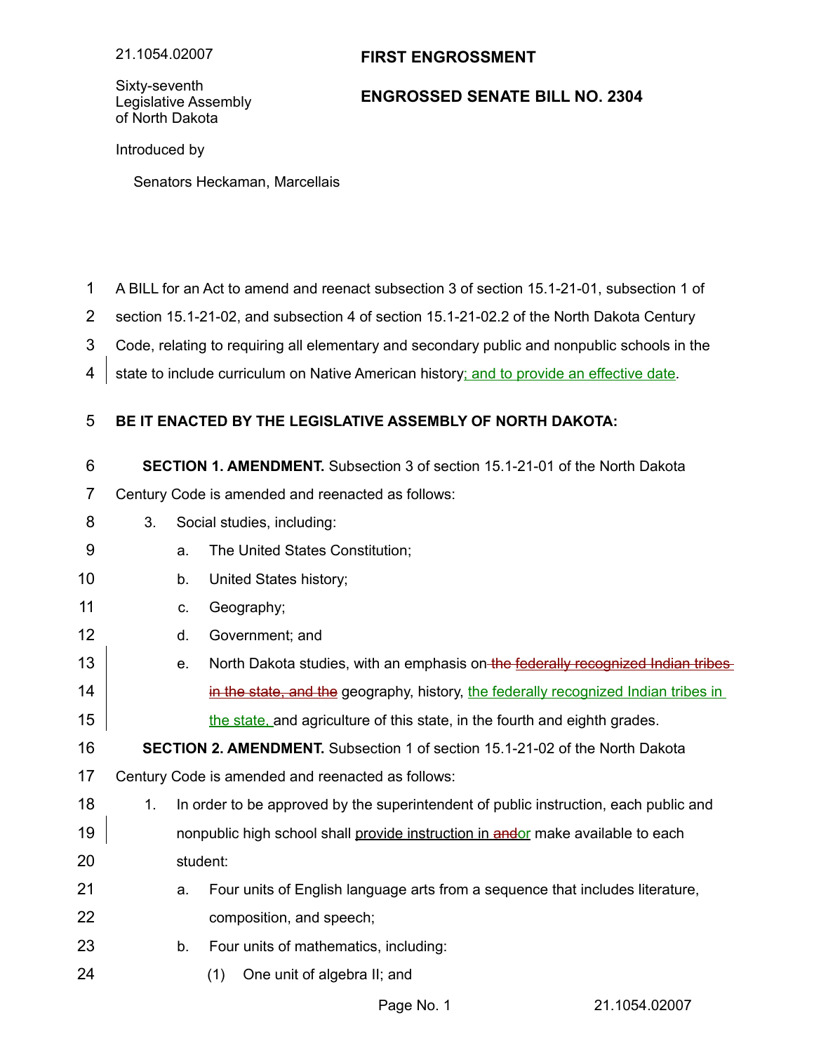21.1054.02007

Sixty-seventh Legislative Assembly of North Dakota

## FIRST ENGROSSMENT

## ENGROSSED SENATE BILL NO. 2304

Introduced by

Senators Heckaman, Marcellais

A BILL for an Act to amend and reenact subsection 3 of section 15.1-21-01, subsection 1 of section 15.1-21-02, and subsection 4 of section 15.1-21-02.2 of the North Dakota Century Code, relating to requiring all elementary and secondary public and nonpublic schools in the state to include curriculum on Native American history; and to provide an effective date.

**BE IT ENACTED BY THE LEGISLATIVE ASSEMBLY OF NORTH DAKOTA:**

**SECTION 1. AMENDMENT.** Subsection 3 of section 15.1-21-01 of the North Dakota Century Code is amended and reenacted as follows:

3. Social studies, including:
   - a. The United States Constitution;
   - b. United States history;
   - c. Geography;
   - d. Government; and
   - e. North Dakota studies, with an emphasis on ~~the federally recognized Indian tribes in the state, and the~~ geography, history, the federally recognized Indian tribes in the state, and agriculture of this state, in the fourth and eighth grades.

**SECTION 2. AMENDMENT.** Subsection 1 of section 15.1-21-02 of the North Dakota Century Code is amended and reenacted as follows:

1. In order to be approved by the superintendent of public instruction, each public and nonpublic high school shall provide instruction in ~~and~~or make available to each student:
   - a. Four units of English language arts from a sequence that includes literature, composition, and speech;
   - b. Four units of mathematics, including:
     - (1) One unit of algebra II; and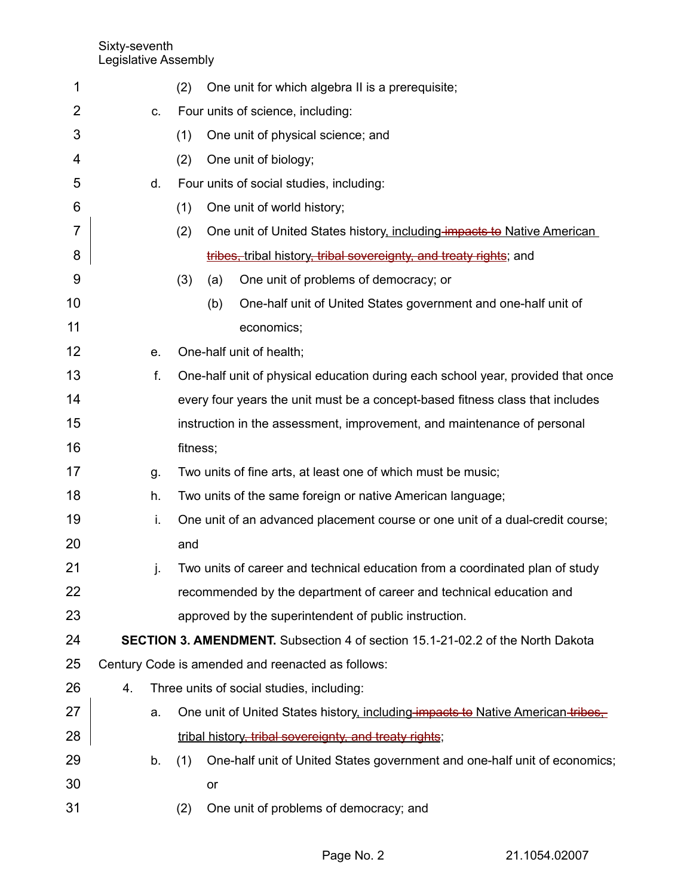(2) One unit for which algebra II is a prerequisite;

c. Four units of science, including:

(1) One unit of physical science; and

(2) One unit of biology;

d. Four units of social studies, including:

(1) One unit of world history;

(2) One unit of United States history, including ~~impacts to~~ Native American ~~tribes,~~ tribal history~~, tribal sovereignty, and treaty rights~~; and

(3) (a) One unit of problems of democracy; or

(b) One-half unit of United States government and one-half unit of economics;

e. One-half unit of health;

f. One-half unit of physical education during each school year, provided that once every four years the unit must be a concept-based fitness class that includes instruction in the assessment, improvement, and maintenance of personal fitness;

g. Two units of fine arts, at least one of which must be music;

h. Two units of the same foreign or native American language;

i. One unit of an advanced placement course or one unit of a dual-credit course; and

j. Two units of career and technical education from a coordinated plan of study recommended by the department of career and technical education and approved by the superintendent of public instruction.

**SECTION 3. AMENDMENT.** Subsection 4 of section 15.1-21-02.2 of the North Dakota Century Code is amended and reenacted as follows:

4. Three units of social studies, including:

a. One unit of United States history, including ~~impacts to~~ Native American ~~tribes,~~ tribal history~~, tribal sovereignty, and treaty rights~~;

b. (1) One-half unit of United States government and one-half unit of economics; or

(2) One unit of problems of democracy; and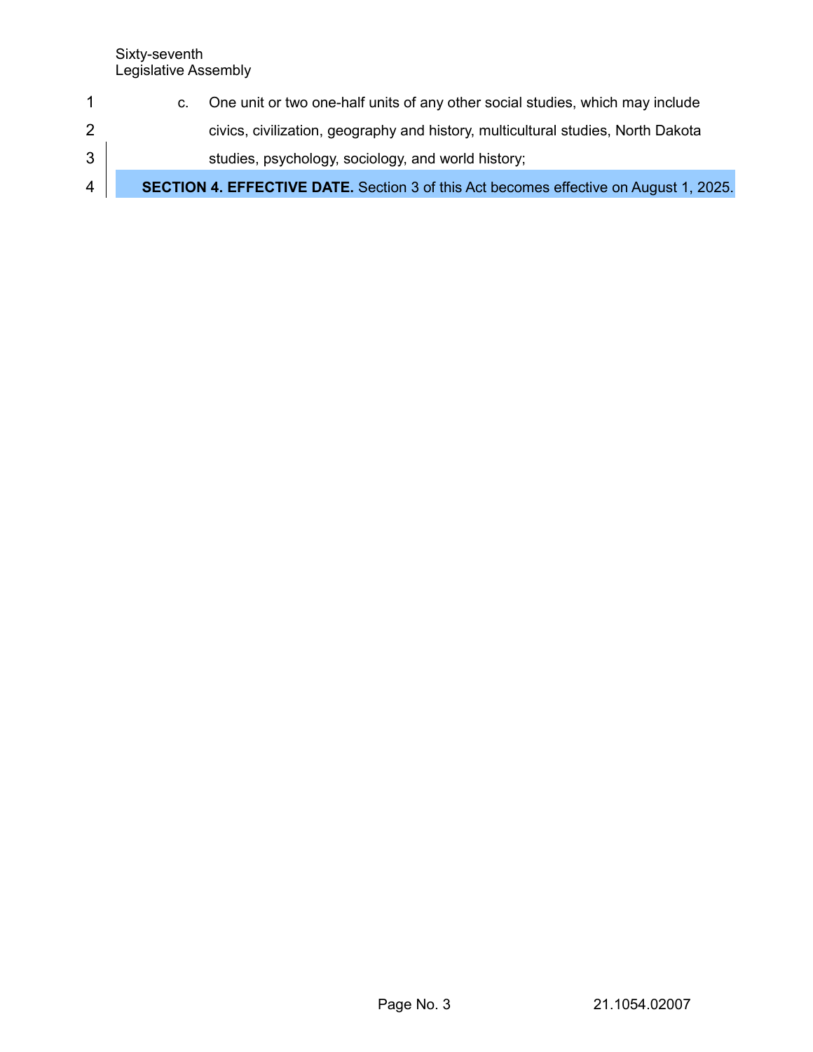c. One unit or two one-half units of any other social studies, which may include civics, civilization, geography and history, multicultural studies, North Dakota studies, psychology, sociology, and world history;

**SECTION 4. EFFECTIVE DATE.** Section 3 of this Act becomes effective on August 1, 2025.